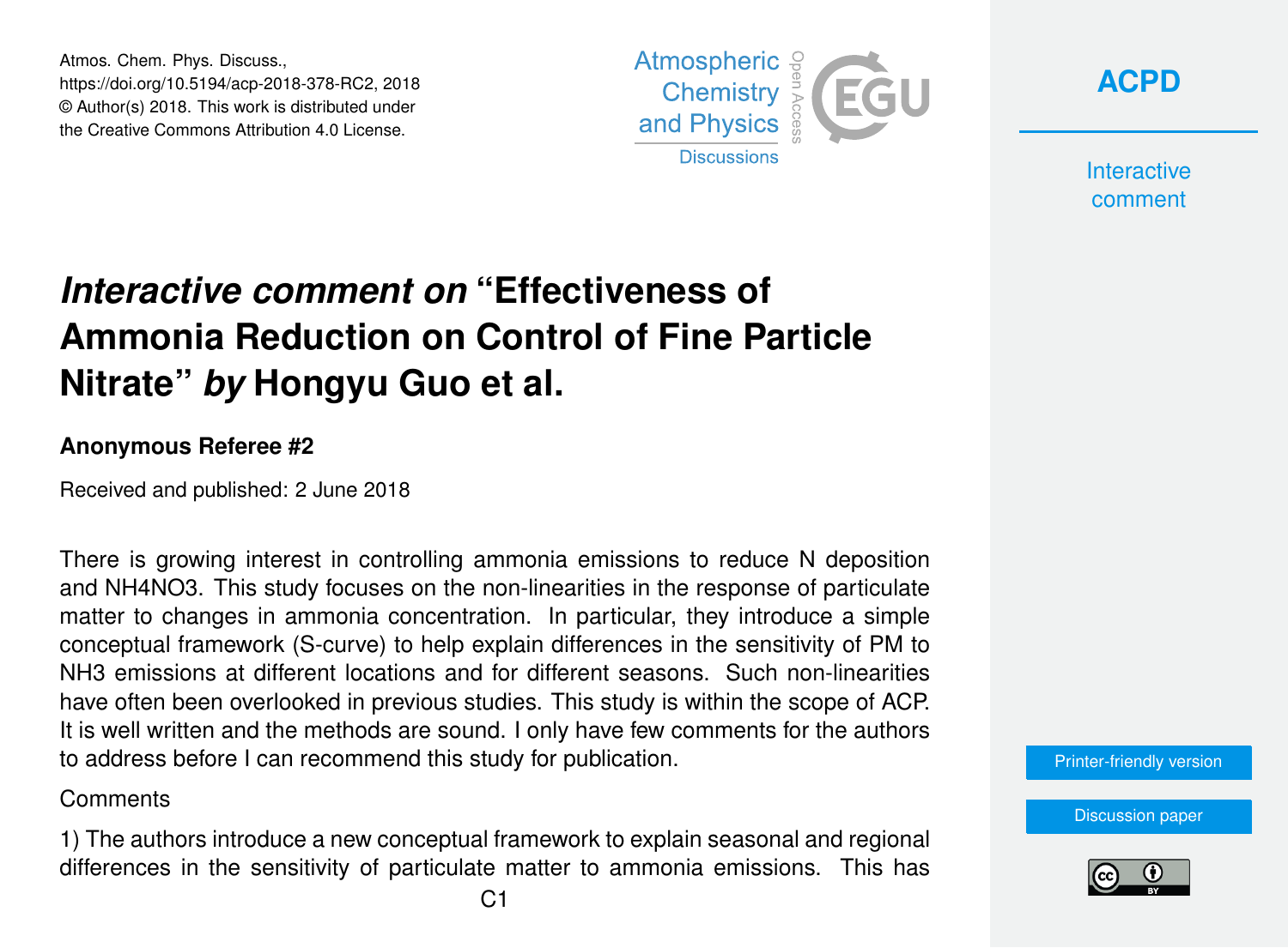# *Interactive comment on* "Effectiveness of Ammonia Reduction on Control of Fine Particle Nitrate" *by* Hongyu Guo et al.

**Anonymous Referee #2**

Received and published: 2 June 2018

There is growing interest in controlling ammonia emissions to reduce N deposition and $NH_4NO_3$. This study focuses on the non-linearities in the response of particulate matter to changes in ammonia concentration. In particular, they introduce a simple conceptual framework (S-curve) to help explain differences in the sensitivity of PM to $NH_3$ emissions at different locations and for different seasons. Such non-linearities have often been overlooked in previous studies. This study is within the scope of ACP. It is well written and the methods are sound. I only have few comments for the authors to address before I can recommend this study for publication.

Comments

1) The authors introduce a new conceptual framework to explain seasonal and regional differences in the sensitivity of particulate matter to ammonia emissions. This has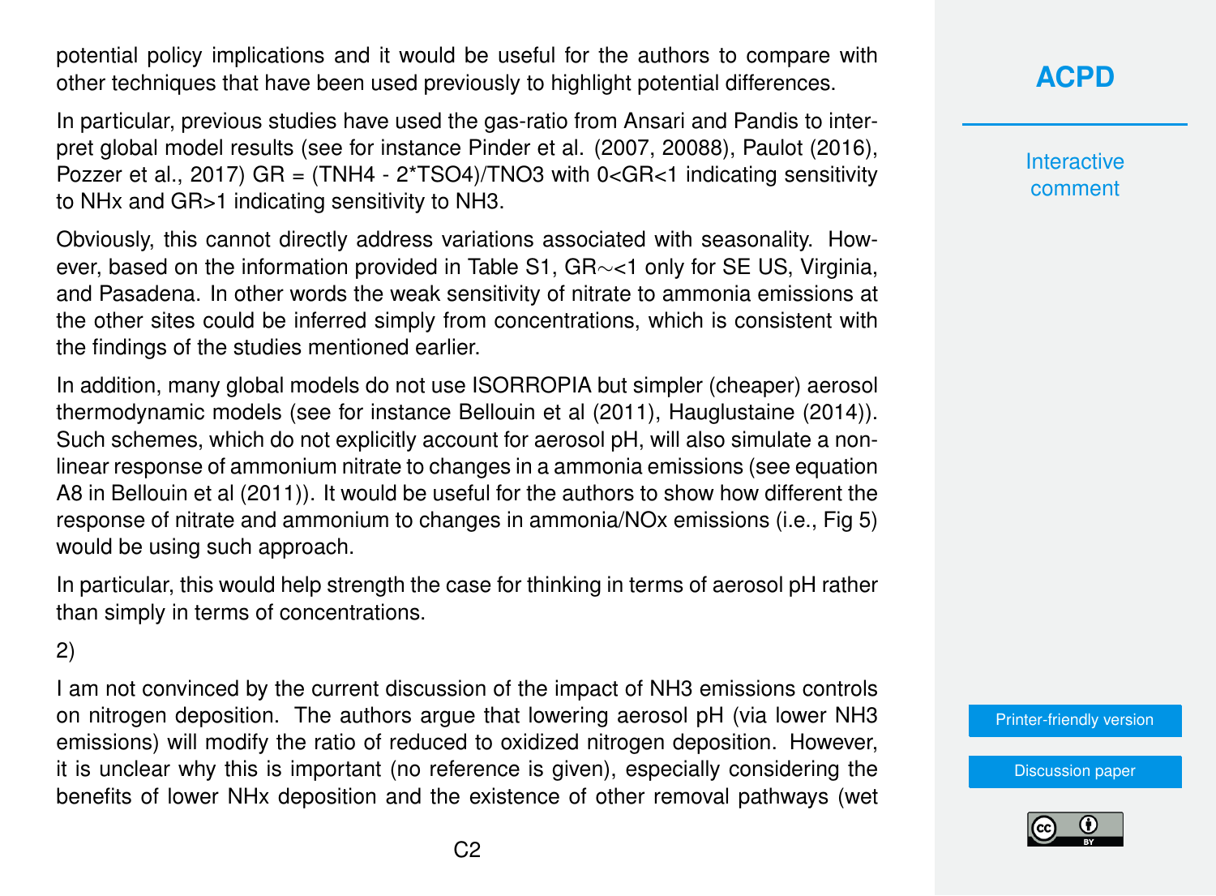potential policy implications and it would be useful for the authors to compare with other techniques that have been used previously to highlight potential differences.

In particular, previous studies have used the gas-ratio from Ansari and Pandis to interpret global model results (see for instance Pinder et al. (2007, 20088), Paulot (2016), Pozzer et al., 2017) GR = (TNH4 - 2*TSO4)/TNO3 with 0<GR<1 indicating sensitivity to NHx and GR>1 indicating sensitivity to NH3.

Obviously, this cannot directly address variations associated with seasonality. However, based on the information provided in Table S1, GR$\sim$<1 only for SE US, Virginia, and Pasadena. In other words the weak sensitivity of nitrate to ammonia emissions at the other sites could be inferred simply from concentrations, which is consistent with the findings of the studies mentioned earlier.

In addition, many global models do not use ISORROPIA but simpler (cheaper) aerosol thermodynamic models (see for instance Bellouin et al (2011), Hauglustaine (2014)). Such schemes, which do not explicitly account for aerosol pH, will also simulate a non-linear response of ammonium nitrate to changes in a ammonia emissions (see equation A8 in Bellouin et al (2011)). It would be useful for the authors to show how different the response of nitrate and ammonium to changes in ammonia/NOx emissions (i.e., Fig 5) would be using such approach.

In particular, this would help strength the case for thinking in terms of aerosol pH rather than simply in terms of concentrations.

2)

I am not convinced by the current discussion of the impact of NH3 emissions controls on nitrogen deposition. The authors argue that lowering aerosol pH (via lower NH3 emissions) will modify the ratio of reduced to oxidized nitrogen deposition. However, it is unclear why this is important (no reference is given), especially considering the benefits of lower NHx deposition and the existence of other removal pathways (wet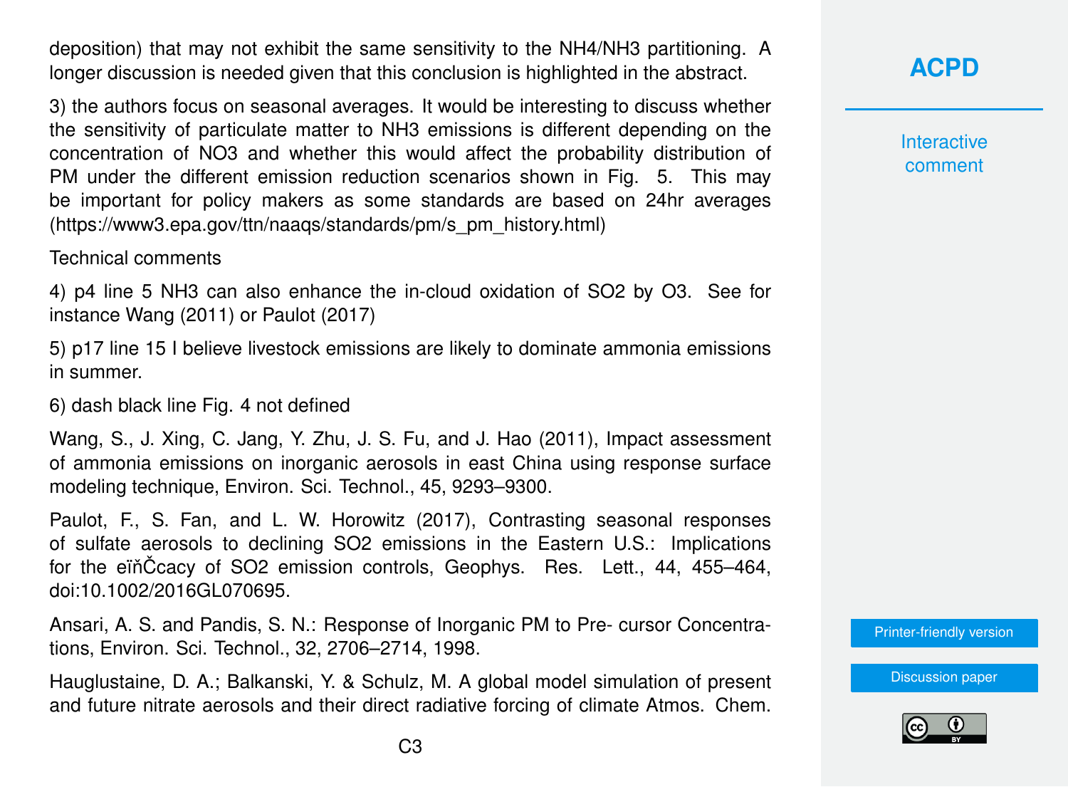deposition) that may not exhibit the same sensitivity to the $NH_4/NH_3$ partitioning. A longer discussion is needed given that this conclusion is highlighted in the abstract.

3) the authors focus on seasonal averages. It would be interesting to discuss whether the sensitivity of particulate matter to $NH_3$ emissions is different depending on the concentration of $NO_3$ and whether this would affect the probability distribution of PM under the different emission reduction scenarios shown in Fig. 5. This may be important for policy makers as some standards are based on 24hr averages (https://www3.epa.gov/ttn/naaqs/standards/pm/s_pm_history.html)

Technical comments

4) p4 line 5 $NH_3$ can also enhance the in-cloud oxidation of $SO_2$ by $O_3$. See for instance Wang (2011) or Paulot (2017)

5) p17 line 15 I believe livestock emissions are likely to dominate ammonia emissions in summer.

6) dash black line Fig. 4 not defined

Wang, S., J. Xing, C. Jang, Y. Zhu, J. S. Fu, and J. Hao (2011), Impact assessment of ammonia emissions on inorganic aerosols in east China using response surface modeling technique, Environ. Sci. Technol., 45, 9293–9300.

Paulot, F., S. Fan, and L. W. Horowitz (2017), Contrasting seasonal responses of sulfate aerosols to declining $SO_2$ emissions in the Eastern U.S.: Implications for the eïňČcacy of $SO_2$ emission controls, Geophys. Res. Lett., 44, 455–464, doi:10.1002/2016GL070695.

Ansari, A. S. and Pandis, S. N.: Response of Inorganic PM to Pre- cursor Concentrations, Environ. Sci. Technol., 32, 2706–2714, 1998.

Hauglustaine, D. A.; Balkanski, Y. & Schulz, M. A global model simulation of present and future nitrate aerosols and their direct radiative forcing of climate Atmos. Chem.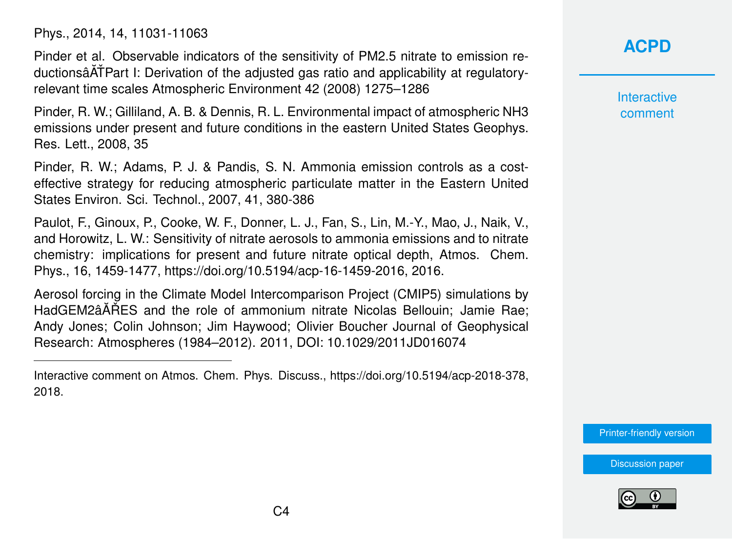Phys., 2014, 14, 11031-11063

Pinder et al. Observable indicators of the sensitivity of PM2.5 nitrate to emission reductionsâĂŤPart I: Derivation of the adjusted gas ratio and applicability at regulatory-relevant time scales Atmospheric Environment 42 (2008) 1275–1286

Pinder, R. W.; Gilliland, A. B. & Dennis, R. L. Environmental impact of atmospheric NH3 emissions under present and future conditions in the eastern United States Geophys. Res. Lett., 2008, 35

Pinder, R. W.; Adams, P. J. & Pandis, S. N. Ammonia emission controls as a cost-effective strategy for reducing atmospheric particulate matter in the Eastern United States Environ. Sci. Technol., 2007, 41, 380-386

Paulot, F., Ginoux, P., Cooke, W. F., Donner, L. J., Fan, S., Lin, M.-Y., Mao, J., Naik, V., and Horowitz, L. W.: Sensitivity of nitrate aerosols to ammonia emissions and to nitrate chemistry: implications for present and future nitrate optical depth, Atmos. Chem. Phys., 16, 1459-1477, https://doi.org/10.5194/acp-16-1459-2016, 2016.

Aerosol forcing in the Climate Model Intercomparison Project (CMIP5) simulations by HadGEM2âĂŘES and the role of ammonium nitrate Nicolas Bellouin; Jamie Rae; Andy Jones; Colin Johnson; Jim Haywood; Olivier Boucher Journal of Geophysical Research: Atmospheres (1984–2012). 2011, DOI: 10.1029/2011JD016074

---

Interactive comment on Atmos. Chem. Phys. Discuss., https://doi.org/10.5194/acp-2018-378, 2018.